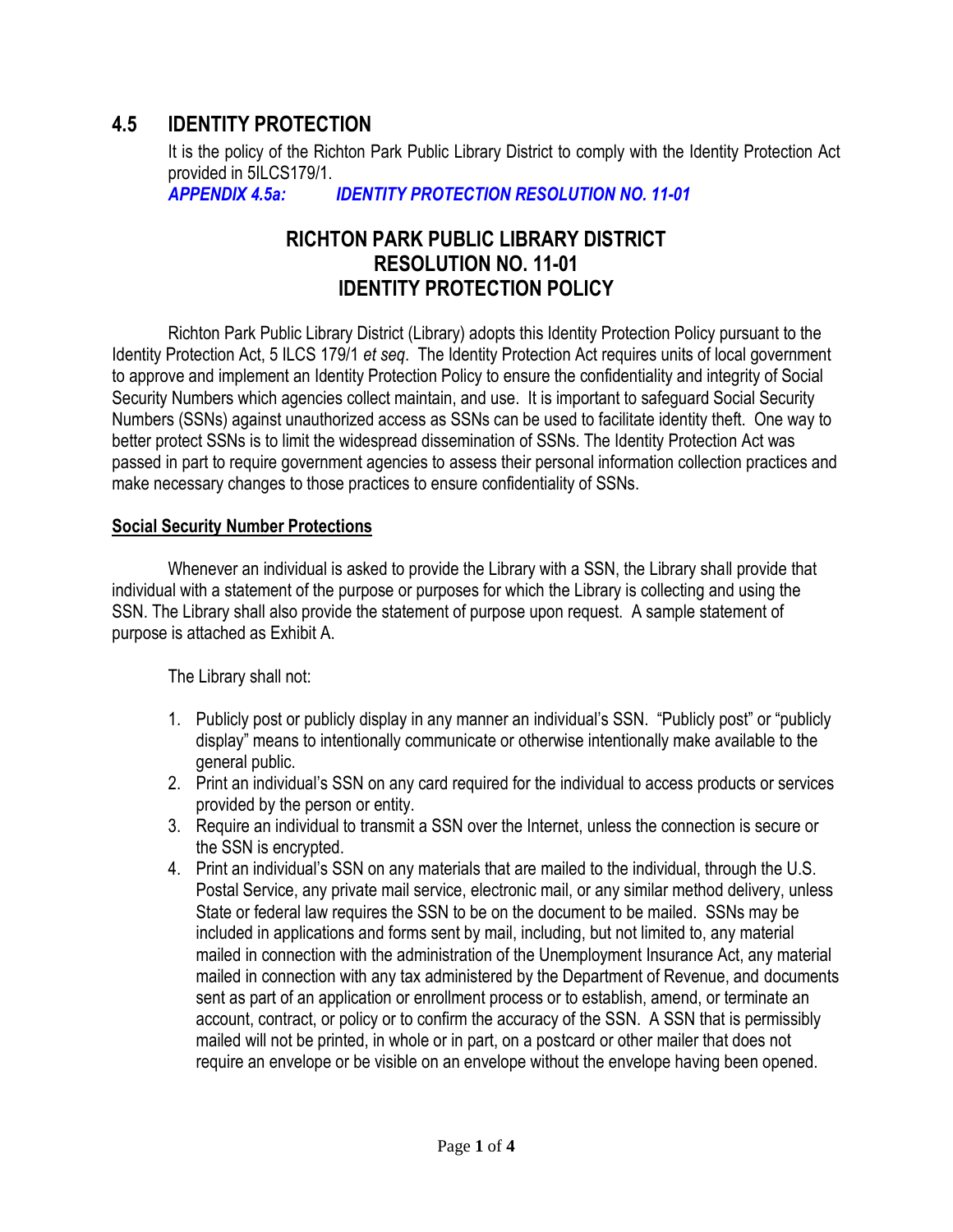## 4.5 IDENTITY PROTECTION

It is the policy of the Richton Park Public Library District to comply with the Identity Protection Act provided in 5ILCS179/1.

***APPENDIX 4.5a: IDENTITY PROTECTION RESOLUTION NO. 11-01***

# RICHTON PARK PUBLIC LIBRARY DISTRICT
# RESOLUTION NO. 11-01
# IDENTITY PROTECTION POLICY

Richton Park Public Library District (Library) adopts this Identity Protection Policy pursuant to the Identity Protection Act, 5 ILCS 179/1 *et seq*. The Identity Protection Act requires units of local government to approve and implement an Identity Protection Policy to ensure the confidentiality and integrity of Social Security Numbers which agencies collect maintain, and use. It is important to safeguard Social Security Numbers (SSNs) against unauthorized access as SSNs can be used to facilitate identity theft. One way to better protect SSNs is to limit the widespread dissemination of SSNs. The Identity Protection Act was passed in part to require government agencies to assess their personal information collection practices and make necessary changes to those practices to ensure confidentiality of SSNs.

**Social Security Number Protections**

Whenever an individual is asked to provide the Library with a SSN, the Library shall provide that individual with a statement of the purpose or purposes for which the Library is collecting and using the SSN. The Library shall also provide the statement of purpose upon request. A sample statement of purpose is attached as Exhibit A.

The Library shall not:

1. Publicly post or publicly display in any manner an individual's SSN. "Publicly post" or "publicly display" means to intentionally communicate or otherwise intentionally make available to the general public.
2. Print an individual's SSN on any card required for the individual to access products or services provided by the person or entity.
3. Require an individual to transmit a SSN over the Internet, unless the connection is secure or the SSN is encrypted.
4. Print an individual's SSN on any materials that are mailed to the individual, through the U.S. Postal Service, any private mail service, electronic mail, or any similar method delivery, unless State or federal law requires the SSN to be on the document to be mailed. SSNs may be included in applications and forms sent by mail, including, but not limited to, any material mailed in connection with the administration of the Unemployment Insurance Act, any material mailed in connection with any tax administered by the Department of Revenue, and documents sent as part of an application or enrollment process or to establish, amend, or terminate an account, contract, or policy or to confirm the accuracy of the SSN. A SSN that is permissibly mailed will not be printed, in whole or in part, on a postcard or other mailer that does not require an envelope or be visible on an envelope without the envelope having been opened.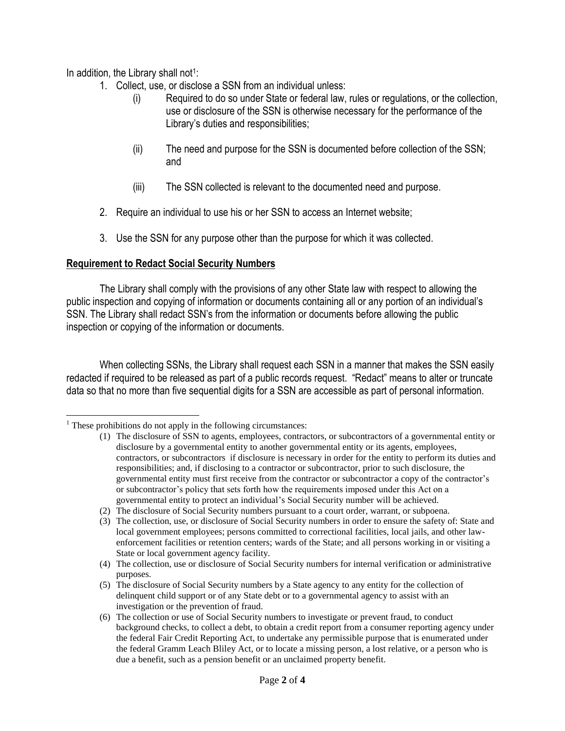In addition, the Library shall not[1]:

1. Collect, use, or disclose a SSN from an individual unless:
   - (i) Required to do so under State or federal law, rules or regulations, or the collection, use or disclosure of the SSN is otherwise necessary for the performance of the Library's duties and responsibilities;
   - (ii) The need and purpose for the SSN is documented before collection of the SSN; and
   - (iii) The SSN collected is relevant to the documented need and purpose.
2. Require an individual to use his or her SSN to access an Internet website;
3. Use the SSN for any purpose other than the purpose for which it was collected.

## Requirement to Redact Social Security Numbers

The Library shall comply with the provisions of any other State law with respect to allowing the public inspection and copying of information or documents containing all or any portion of an individual's SSN. The Library shall redact SSN's from the information or documents before allowing the public inspection or copying of the information or documents.

When collecting SSNs, the Library shall request each SSN in a manner that makes the SSN easily redacted if required to be released as part of a public records request. "Redact" means to alter or truncate data so that no more than five sequential digits for a SSN are accessible as part of personal information.

---

[1] These prohibitions do not apply in the following circumstances:

(1) The disclosure of SSN to agents, employees, contractors, or subcontractors of a governmental entity or disclosure by a governmental entity to another governmental entity or its agents, employees, contractors, or subcontractors if disclosure is necessary in order for the entity to perform its duties and responsibilities; and, if disclosing to a contractor or subcontractor, prior to such disclosure, the governmental entity must first receive from the contractor or subcontractor a copy of the contractor's or subcontractor's policy that sets forth how the requirements imposed under this Act on a governmental entity to protect an individual's Social Security number will be achieved.

(2) The disclosure of Social Security numbers pursuant to a court order, warrant, or subpoena.

(3) The collection, use, or disclosure of Social Security numbers in order to ensure the safety of: State and local government employees; persons committed to correctional facilities, local jails, and other law-enforcement facilities or retention centers; wards of the State; and all persons working in or visiting a State or local government agency facility.

(4) The collection, use or disclosure of Social Security numbers for internal verification or administrative purposes.

(5) The disclosure of Social Security numbers by a State agency to any entity for the collection of delinquent child support or of any State debt or to a governmental agency to assist with an investigation or the prevention of fraud.

(6) The collection or use of Social Security numbers to investigate or prevent fraud, to conduct background checks, to collect a debt, to obtain a credit report from a consumer reporting agency under the federal Fair Credit Reporting Act, to undertake any permissible purpose that is enumerated under the federal Gramm Leach Bliley Act, or to locate a missing person, a lost relative, or a person who is due a benefit, such as a pension benefit or an unclaimed property benefit.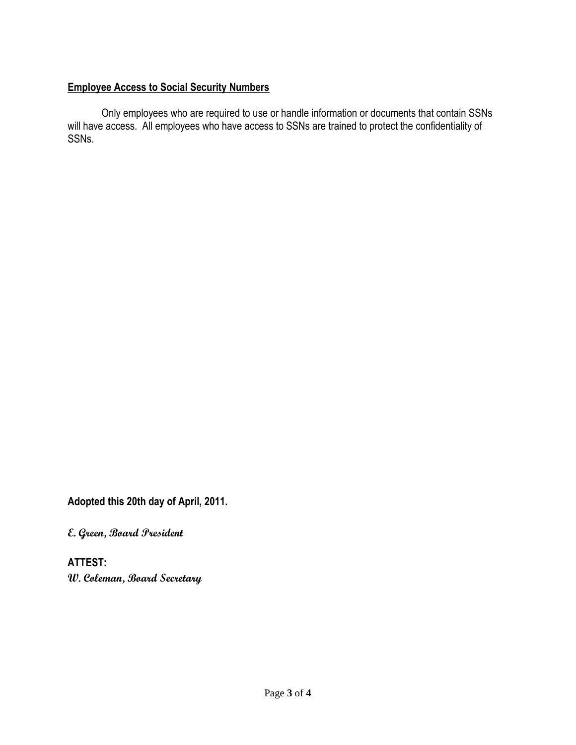**Employee Access to Social Security Numbers**

Only employees who are required to use or handle information or documents that contain SSNs will have access. All employees who have access to SSNs are trained to protect the confidentiality of SSNs.

**Adopted this 20th day of April, 2011.**

***E. Green, Board President***

**ATTEST:**
***W. Coleman, Board Secretary***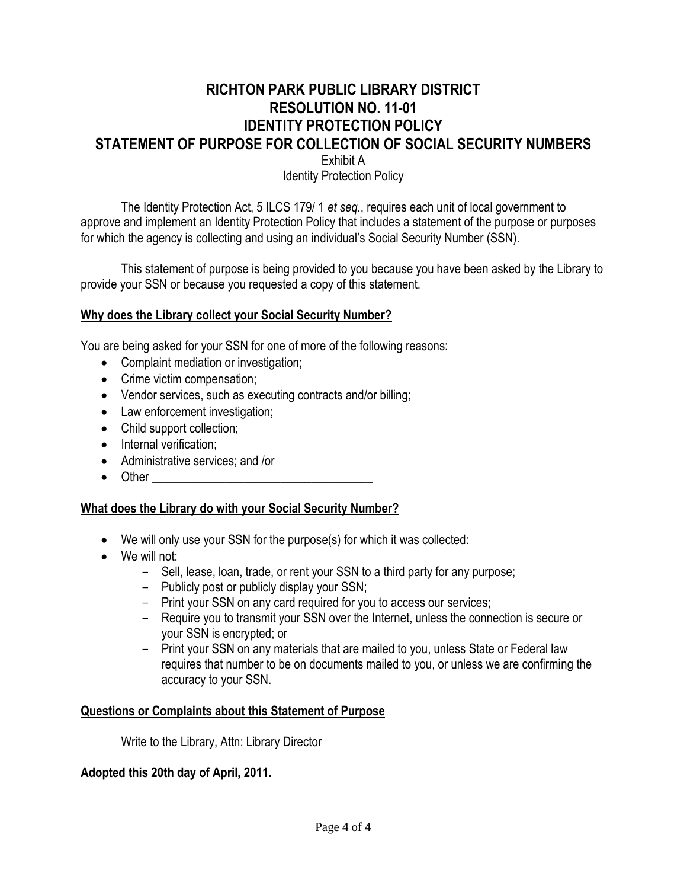# RICHTON PARK PUBLIC LIBRARY DISTRICT
# RESOLUTION NO. 11-01
# IDENTITY PROTECTION POLICY
# STATEMENT OF PURPOSE FOR COLLECTION OF SOCIAL SECURITY NUMBERS

Exhibit A

Identity Protection Policy

The Identity Protection Act, 5 ILCS 179/ 1 *et seq*., requires each unit of local government to approve and implement an Identity Protection Policy that includes a statement of the purpose or purposes for which the agency is collecting and using an individual's Social Security Number (SSN).

This statement of purpose is being provided to you because you have been asked by the Library to provide your SSN or because you requested a copy of this statement.

**Why does the Library collect your Social Security Number?**

You are being asked for your SSN for one of more of the following reasons:

- Complaint mediation or investigation;
- Crime victim compensation;
- Vendor services, such as executing contracts and/or billing;
- Law enforcement investigation;
- Child support collection;
- Internal verification;
- Administrative services; and /or
- Other ___________________________________

**What does the Library do with your Social Security Number?**

- We will only use your SSN for the purpose(s) for which it was collected:
- We will not:
  - Sell, lease, loan, trade, or rent your SSN to a third party for any purpose;
  - Publicly post or publicly display your SSN;
  - Print your SSN on any card required for you to access our services;
  - Require you to transmit your SSN over the Internet, unless the connection is secure or your SSN is encrypted; or
  - Print your SSN on any materials that are mailed to you, unless State or Federal law requires that number to be on documents mailed to you, or unless we are confirming the accuracy to your SSN.

**Questions or Complaints about this Statement of Purpose**

Write to the Library, Attn: Library Director

**Adopted this 20th day of April, 2011.**